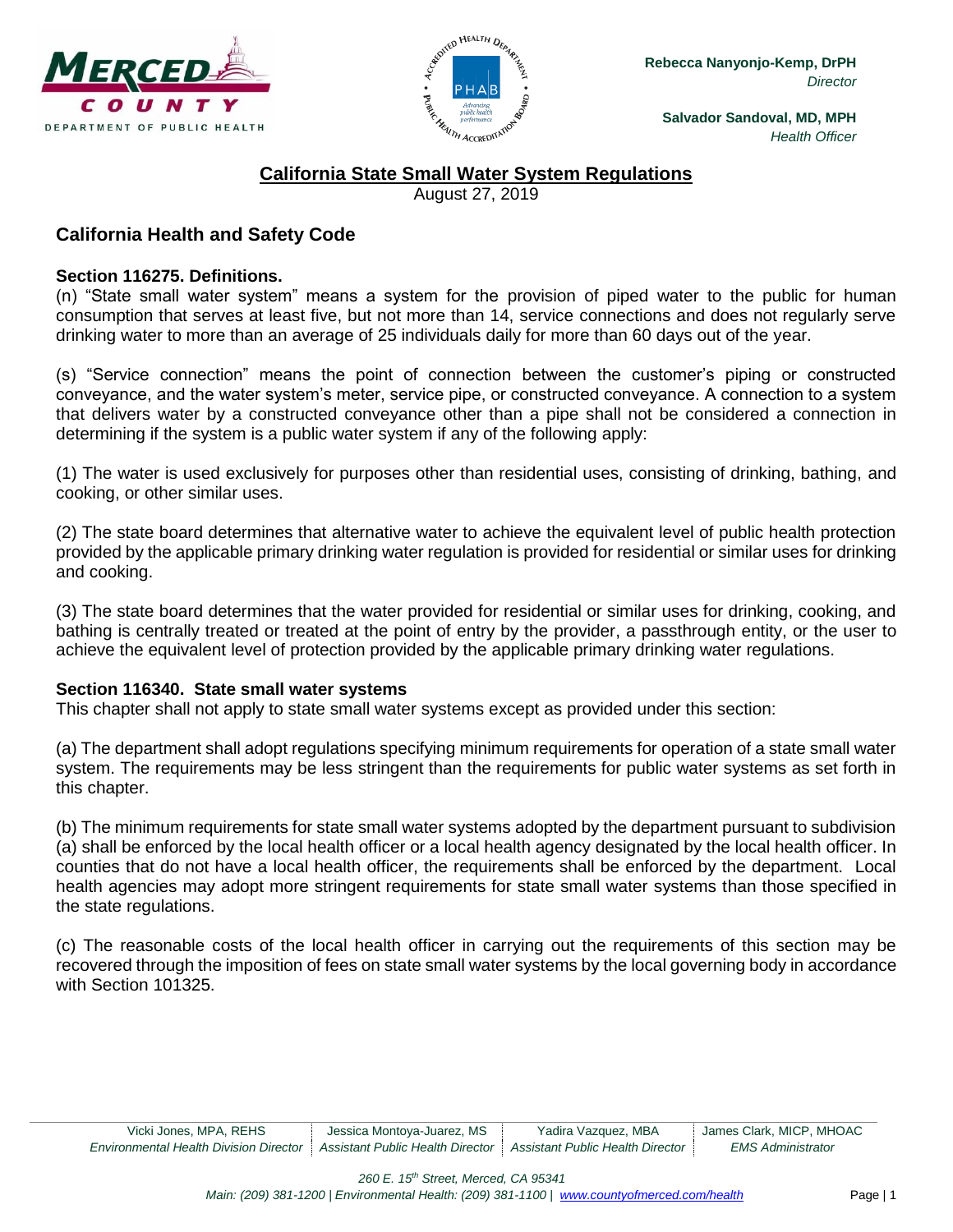Rebecca Nanyonjo-Kemp, DrPH
*Director*

Salvador Sandoval, MD, MPH
*Health Officer*

# California State Small Water System Regulations

August 27, 2019

## California Health and Safety Code

### Section 116275. Definitions.

(n) "State small water system" means a system for the provision of piped water to the public for human consumption that serves at least five, but not more than 14, service connections and does not regularly serve drinking water to more than an average of 25 individuals daily for more than 60 days out of the year.

(s) "Service connection" means the point of connection between the customer's piping or constructed conveyance, and the water system's meter, service pipe, or constructed conveyance. A connection to a system that delivers water by a constructed conveyance other than a pipe shall not be considered a connection in determining if the system is a public water system if any of the following apply:

(1) The water is used exclusively for purposes other than residential uses, consisting of drinking, bathing, and cooking, or other similar uses.

(2) The state board determines that alternative water to achieve the equivalent level of public health protection provided by the applicable primary drinking water regulation is provided for residential or similar uses for drinking and cooking.

(3) The state board determines that the water provided for residential or similar uses for drinking, cooking, and bathing is centrally treated or treated at the point of entry by the provider, a passthrough entity, or the user to achieve the equivalent level of protection provided by the applicable primary drinking water regulations.

### Section 116340. State small water systems

This chapter shall not apply to state small water systems except as provided under this section:

(a) The department shall adopt regulations specifying minimum requirements for operation of a state small water system. The requirements may be less stringent than the requirements for public water systems as set forth in this chapter.

(b) The minimum requirements for state small water systems adopted by the department pursuant to subdivision (a) shall be enforced by the local health officer or a local health agency designated by the local health officer. In counties that do not have a local health officer, the requirements shall be enforced by the department. Local health agencies may adopt more stringent requirements for state small water systems than those specified in the state regulations.

(c) The reasonable costs of the local health officer in carrying out the requirements of this section may be recovered through the imposition of fees on state small water systems by the local governing body in accordance with Section 101325.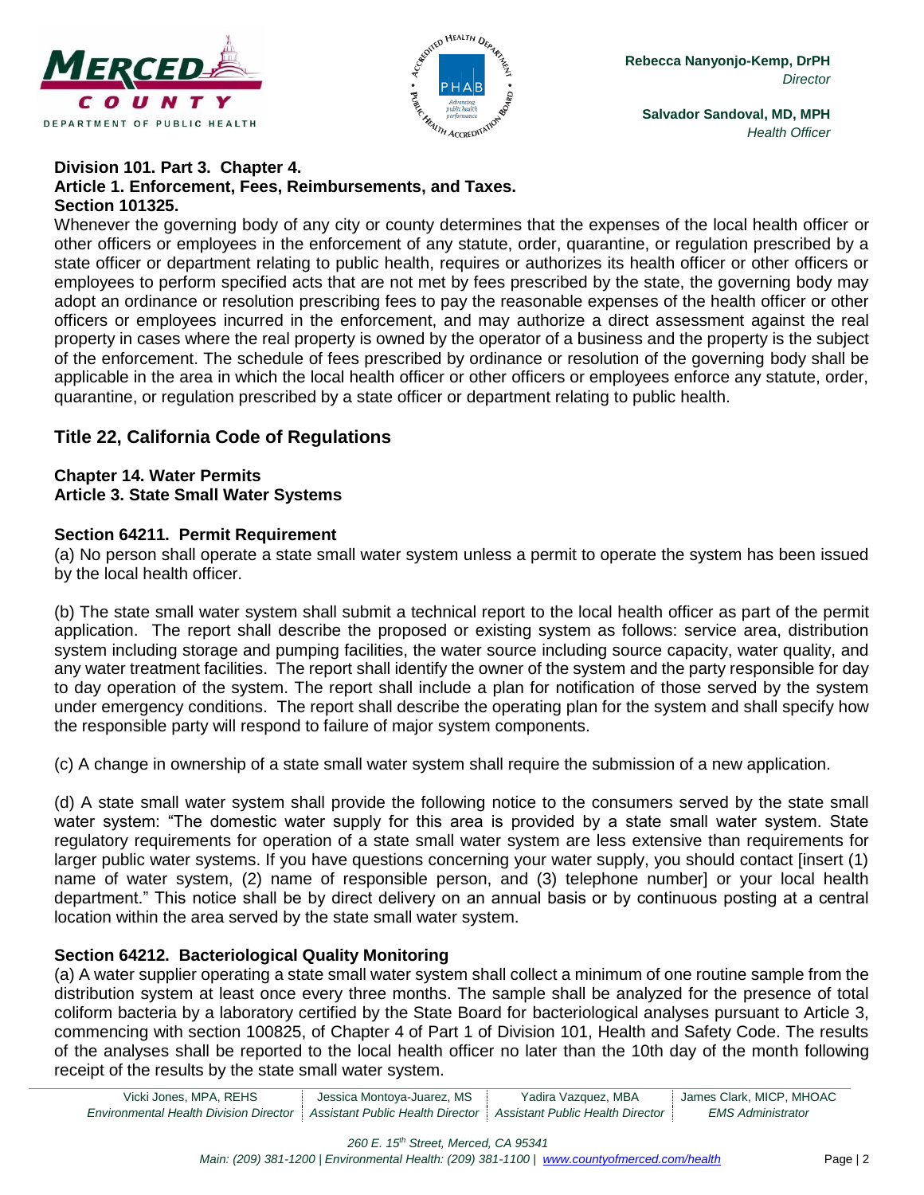**Division 101. Part 3. Chapter 4.**
**Article 1. Enforcement, Fees, Reimbursements, and Taxes.**
**Section 101325.**

Whenever the governing body of any city or county determines that the expenses of the local health officer or other officers or employees in the enforcement of any statute, order, quarantine, or regulation prescribed by a state officer or department relating to public health, requires or authorizes its health officer or other officers or employees to perform specified acts that are not met by fees prescribed by the state, the governing body may adopt an ordinance or resolution prescribing fees to pay the reasonable expenses of the health officer or other officers or employees incurred in the enforcement, and may authorize a direct assessment against the real property in cases where the real property is owned by the operator of a business and the property is the subject of the enforcement. The schedule of fees prescribed by ordinance or resolution of the governing body shall be applicable in the area in which the local health officer or other officers or employees enforce any statute, order, quarantine, or regulation prescribed by a state officer or department relating to public health.

## Title 22, California Code of Regulations

**Chapter 14. Water Permits**
**Article 3. State Small Water Systems**

### Section 64211. Permit Requirement

(a) No person shall operate a state small water system unless a permit to operate the system has been issued by the local health officer.

(b) The state small water system shall submit a technical report to the local health officer as part of the permit application. The report shall describe the proposed or existing system as follows: service area, distribution system including storage and pumping facilities, the water source including source capacity, water quality, and any water treatment facilities. The report shall identify the owner of the system and the party responsible for day to day operation of the system. The report shall include a plan for notification of those served by the system under emergency conditions. The report shall describe the operating plan for the system and shall specify how the responsible party will respond to failure of major system components.

(c) A change in ownership of a state small water system shall require the submission of a new application.

(d) A state small water system shall provide the following notice to the consumers served by the state small water system: "The domestic water supply for this area is provided by a state small water system. State regulatory requirements for operation of a state small water system are less extensive than requirements for larger public water systems. If you have questions concerning your water supply, you should contact [insert (1) name of water system, (2) name of responsible person, and (3) telephone number] or your local health department." This notice shall be by direct delivery on an annual basis or by continuous posting at a central location within the area served by the state small water system.

### Section 64212. Bacteriological Quality Monitoring

(a) A water supplier operating a state small water system shall collect a minimum of one routine sample from the distribution system at least once every three months. The sample shall be analyzed for the presence of total coliform bacteria by a laboratory certified by the State Board for bacteriological analyses pursuant to Article 3, commencing with section 100825, of Chapter 4 of Part 1 of Division 101, Health and Safety Code. The results of the analyses shall be reported to the local health officer no later than the 10th day of the month following receipt of the results by the state small water system.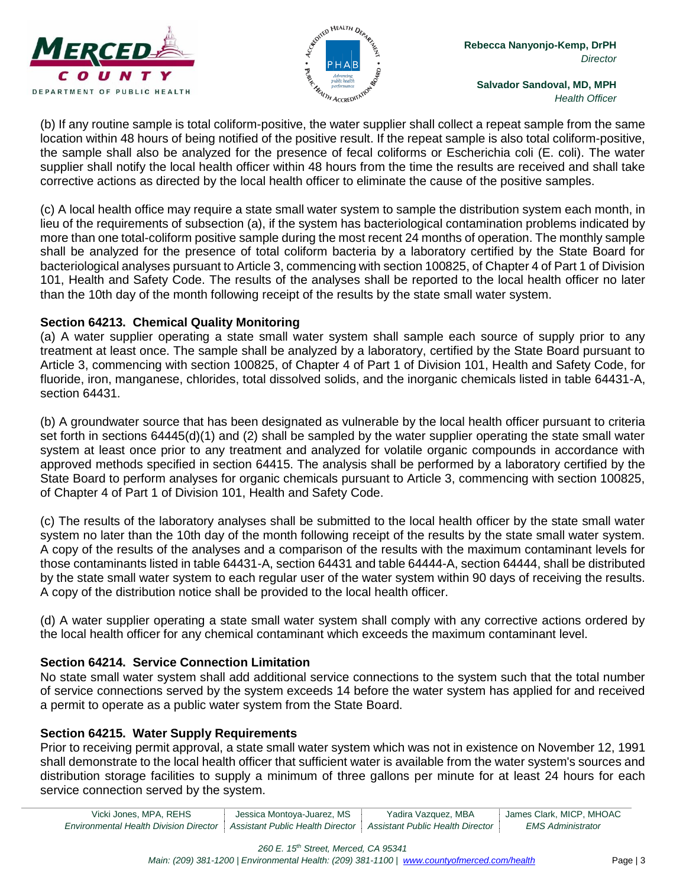(b) If any routine sample is total coliform-positive, the water supplier shall collect a repeat sample from the same location within 48 hours of being notified of the positive result. If the repeat sample is also total coliform-positive, the sample shall also be analyzed for the presence of fecal coliforms or Escherichia coli (E. coli). The water supplier shall notify the local health officer within 48 hours from the time the results are received and shall take corrective actions as directed by the local health officer to eliminate the cause of the positive samples.

(c) A local health office may require a state small water system to sample the distribution system each month, in lieu of the requirements of subsection (a), if the system has bacteriological contamination problems indicated by more than one total-coliform positive sample during the most recent 24 months of operation. The monthly sample shall be analyzed for the presence of total coliform bacteria by a laboratory certified by the State Board for bacteriological analyses pursuant to Article 3, commencing with section 100825, of Chapter 4 of Part 1 of Division 101, Health and Safety Code. The results of the analyses shall be reported to the local health officer no later than the 10th day of the month following receipt of the results by the state small water system.

**Section 64213. Chemical Quality Monitoring**

(a) A water supplier operating a state small water system shall sample each source of supply prior to any treatment at least once. The sample shall be analyzed by a laboratory, certified by the State Board pursuant to Article 3, commencing with section 100825, of Chapter 4 of Part 1 of Division 101, Health and Safety Code, for fluoride, iron, manganese, chlorides, total dissolved solids, and the inorganic chemicals listed in table 64431-A, section 64431.

(b) A groundwater source that has been designated as vulnerable by the local health officer pursuant to criteria set forth in sections 64445(d)(1) and (2) shall be sampled by the water supplier operating the state small water system at least once prior to any treatment and analyzed for volatile organic compounds in accordance with approved methods specified in section 64415. The analysis shall be performed by a laboratory certified by the State Board to perform analyses for organic chemicals pursuant to Article 3, commencing with section 100825, of Chapter 4 of Part 1 of Division 101, Health and Safety Code.

(c) The results of the laboratory analyses shall be submitted to the local health officer by the state small water system no later than the 10th day of the month following receipt of the results by the state small water system. A copy of the results of the analyses and a comparison of the results with the maximum contaminant levels for those contaminants listed in table 64431-A, section 64431 and table 64444-A, section 64444, shall be distributed by the state small water system to each regular user of the water system within 90 days of receiving the results. A copy of the distribution notice shall be provided to the local health officer.

(d) A water supplier operating a state small water system shall comply with any corrective actions ordered by the local health officer for any chemical contaminant which exceeds the maximum contaminant level.

**Section 64214. Service Connection Limitation**

No state small water system shall add additional service connections to the system such that the total number of service connections served by the system exceeds 14 before the water system has applied for and received a permit to operate as a public water system from the State Board.

**Section 64215. Water Supply Requirements**

Prior to receiving permit approval, a state small water system which was not in existence on November 12, 1991 shall demonstrate to the local health officer that sufficient water is available from the water system's sources and distribution storage facilities to supply a minimum of three gallons per minute for at least 24 hours for each service connection served by the system.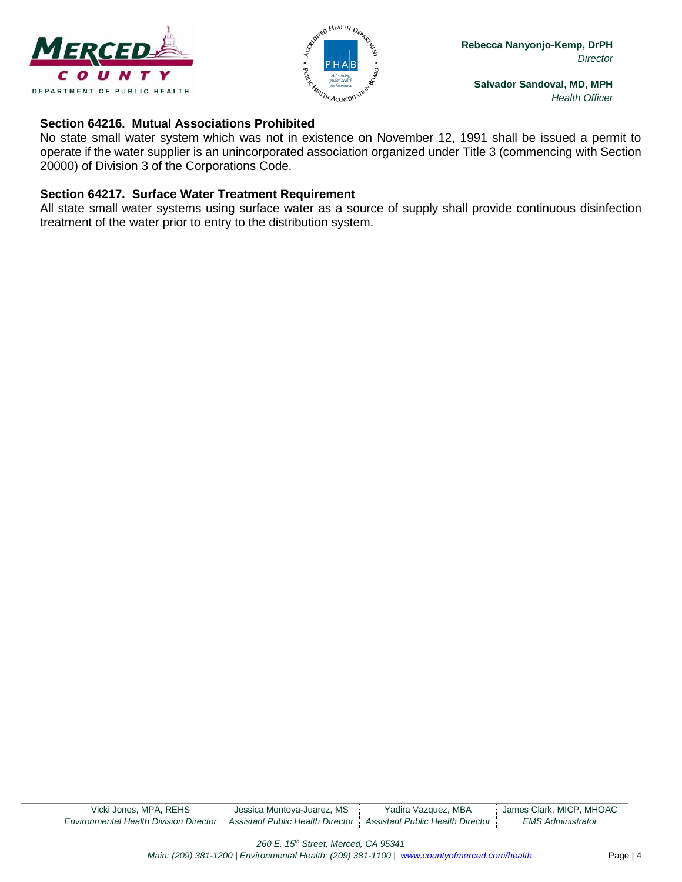**Section 64216. Mutual Associations Prohibited**

No state small water system which was not in existence on November 12, 1991 shall be issued a permit to operate if the water supplier is an unincorporated association organized under Title 3 (commencing with Section 20000) of Division 3 of the Corporations Code.

**Section 64217. Surface Water Treatment Requirement**

All state small water systems using surface water as a source of supply shall provide continuous disinfection treatment of the water prior to entry to the distribution system.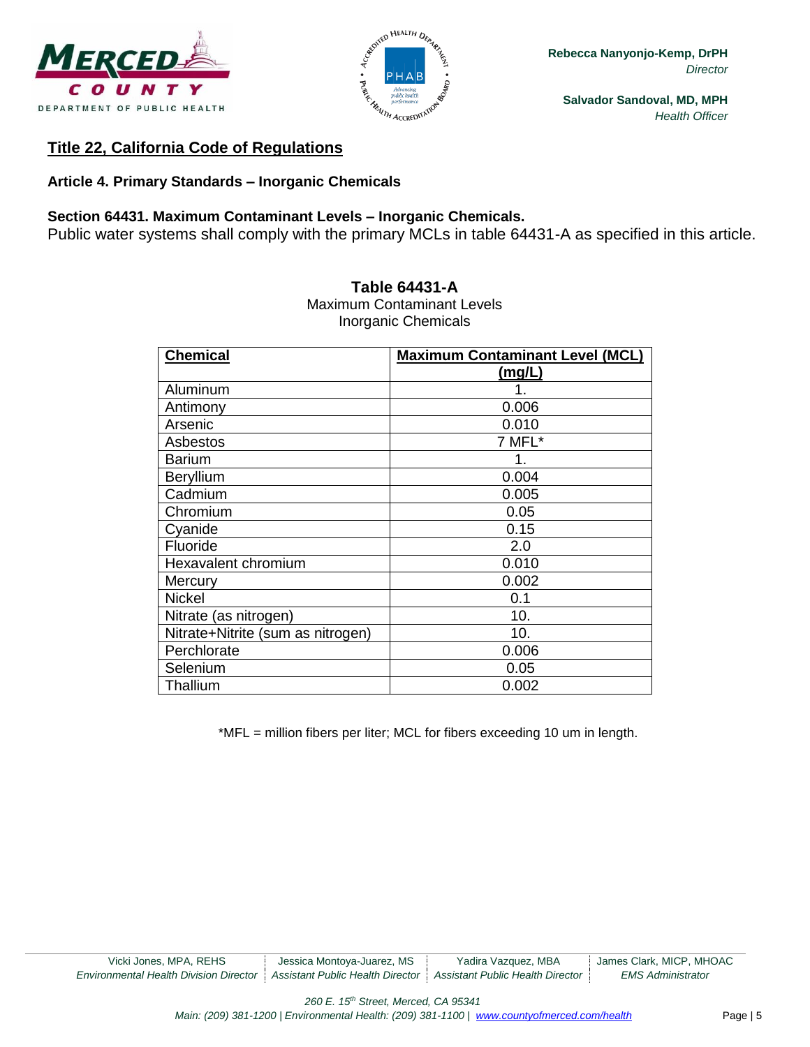## Title 22, California Code of Regulations

### Article 4. Primary Standards – Inorganic Chemicals

**Section 64431. Maximum Contaminant Levels – Inorganic Chemicals.**
Public water systems shall comply with the primary MCLs in table 64431-A as specified in this article.

**Table 64431-A**
Maximum Contaminant Levels
Inorganic Chemicals

| Chemical | Maximum Contaminant Level (MCL) (mg/L) |
|---|---|
| Aluminum | 1. |
| Antimony | 0.006 |
| Arsenic | 0.010 |
| Asbestos | 7 MFL* |
| Barium | 1. |
| Beryllium | 0.004 |
| Cadmium | 0.005 |
| Chromium | 0.05 |
| Cyanide | 0.15 |
| Fluoride | 2.0 |
| Hexavalent chromium | 0.010 |
| Mercury | 0.002 |
| Nickel | 0.1 |
| Nitrate (as nitrogen) | 10. |
| Nitrate+Nitrite (sum as nitrogen) | 10. |
| Perchlorate | 0.006 |
| Selenium | 0.05 |
| Thallium | 0.002 |

*MFL = million fibers per liter; MCL for fibers exceeding 10 um in length.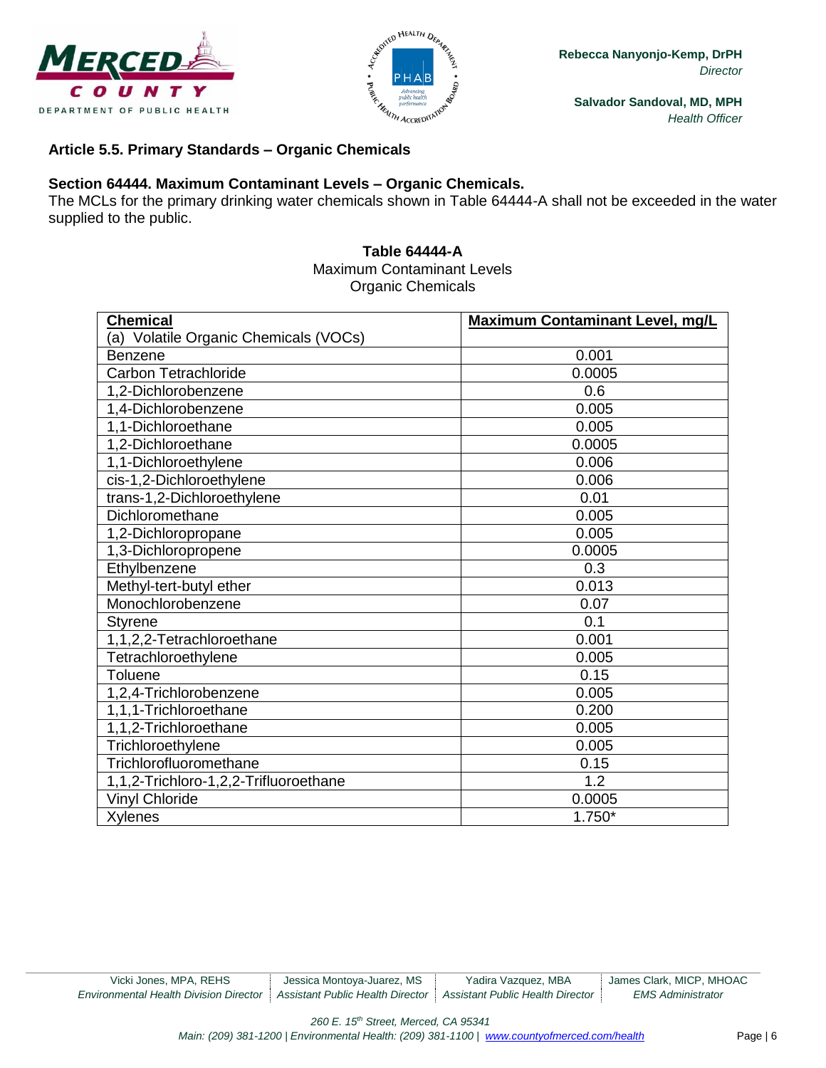## Article 5.5. Primary Standards – Organic Chemicals

### Section 64444. Maximum Contaminant Levels – Organic Chemicals.

The MCLs for the primary drinking water chemicals shown in Table 64444-A shall not be exceeded in the water supplied to the public.

**Table 64444-A**
Maximum Contaminant Levels
Organic Chemicals

| Chemical | Maximum Contaminant Level, mg/L |
|---|---|
| (a) Volatile Organic Chemicals (VOCs) | |
| Benzene | 0.001 |
| Carbon Tetrachloride | 0.0005 |
| 1,2-Dichlorobenzene | 0.6 |
| 1,4-Dichlorobenzene | 0.005 |
| 1,1-Dichloroethane | 0.005 |
| 1,2-Dichloroethane | 0.0005 |
| 1,1-Dichloroethylene | 0.006 |
| cis-1,2-Dichloroethylene | 0.006 |
| trans-1,2-Dichloroethylene | 0.01 |
| Dichloromethane | 0.005 |
| 1,2-Dichloropropane | 0.005 |
| 1,3-Dichloropropene | 0.0005 |
| Ethylbenzene | 0.3 |
| Methyl-tert-butyl ether | 0.013 |
| Monochlorobenzene | 0.07 |
| Styrene | 0.1 |
| 1,1,2,2-Tetrachloroethane | 0.001 |
| Tetrachloroethylene | 0.005 |
| Toluene | 0.15 |
| 1,2,4-Trichlorobenzene | 0.005 |
| 1,1,1-Trichloroethane | 0.200 |
| 1,1,2-Trichloroethane | 0.005 |
| Trichloroethylene | 0.005 |
| Trichlorofluoromethane | 0.15 |
| 1,1,2-Trichloro-1,2,2-Trifluoroethane | 1.2 |
| Vinyl Chloride | 0.0005 |
| Xylenes | 1.750* |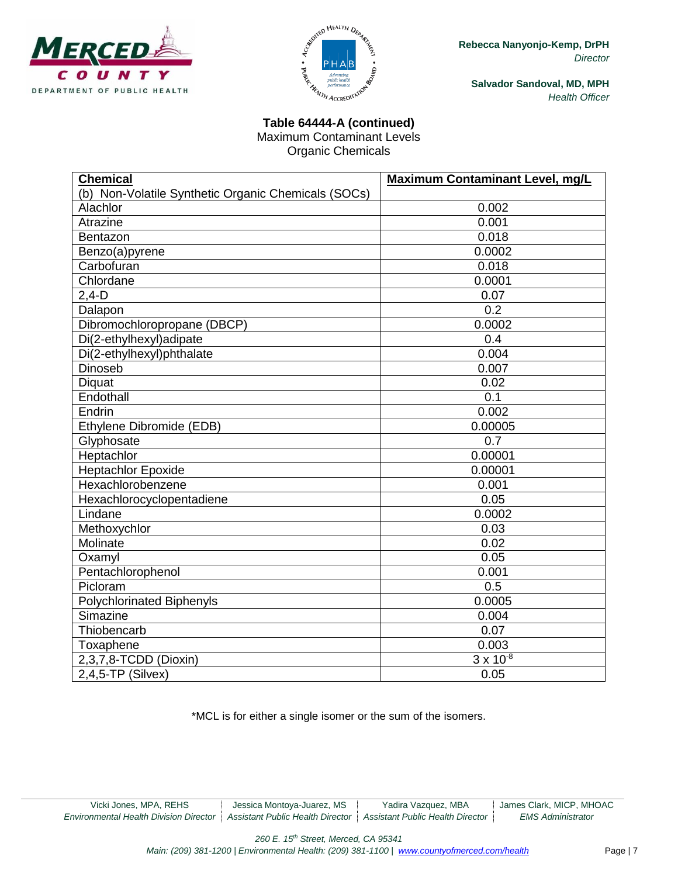**Table 64444-A (continued)**
Maximum Contaminant Levels
Organic Chemicals

| **Chemical** | **Maximum Contaminant Level, mg/L** |
|---|---|
| (b) Non-Volatile Synthetic Organic Chemicals (SOCs) | |
| Alachlor | 0.002 |
| Atrazine | 0.001 |
| Bentazon | 0.018 |
| Benzo(a)pyrene | 0.0002 |
| Carbofuran | 0.018 |
| Chlordane | 0.0001 |
| 2,4-D | 0.07 |
| Dalapon | 0.2 |
| Dibromochloropropane (DBCP) | 0.0002 |
| Di(2-ethylhexyl)adipate | 0.4 |
| Di(2-ethylhexyl)phthalate | 0.004 |
| Dinoseb | 0.007 |
| Diquat | 0.02 |
| Endothall | 0.1 |
| Endrin | 0.002 |
| Ethylene Dibromide (EDB) | 0.00005 |
| Glyphosate | 0.7 |
| Heptachlor | 0.00001 |
| Heptachlor Epoxide | 0.00001 |
| Hexachlorobenzene | 0.001 |
| Hexachlorocyclopentadiene | 0.05 |
| Lindane | 0.0002 |
| Methoxychlor | 0.03 |
| Molinate | 0.02 |
| Oxamyl | 0.05 |
| Pentachlorophenol | 0.001 |
| Picloram | 0.5 |
| Polychlorinated Biphenyls | 0.0005 |
| Simazine | 0.004 |
| Thiobencarb | 0.07 |
| Toxaphene | 0.003 |
| 2,3,7,8-TCDD (Dioxin) | $3 \times 10^{-8}$ |
| 2,4,5-TP (Silvex) | 0.05 |

*MCL is for either a single isomer or the sum of the isomers.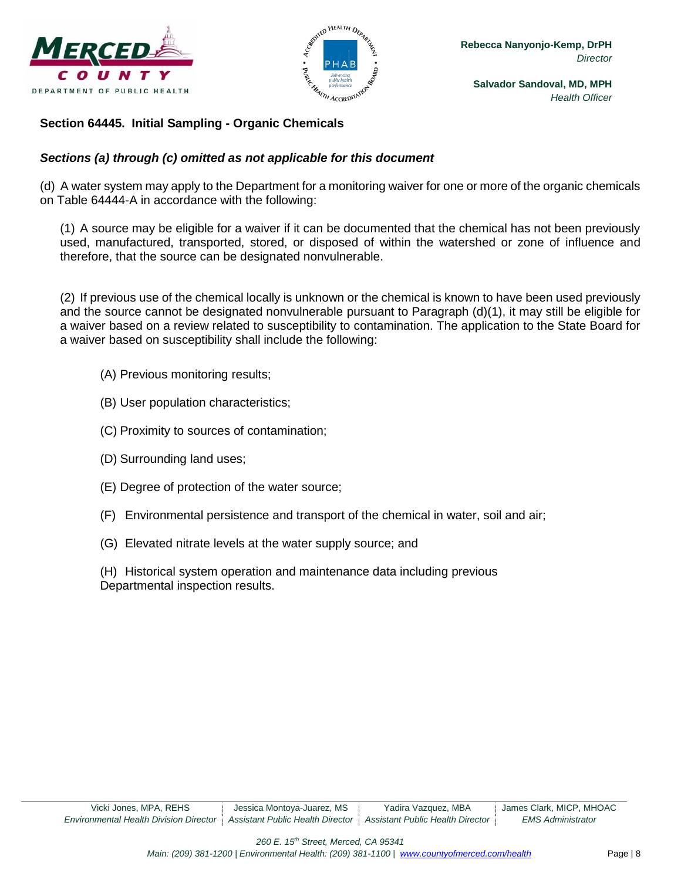### Section 64445. Initial Sampling - Organic Chemicals

***Sections (a) through (c) omitted as not applicable for this document***

(d) A water system may apply to the Department for a monitoring waiver for one or more of the organic chemicals on Table 64444-A in accordance with the following:

(1) A source may be eligible for a waiver if it can be documented that the chemical has not been previously used, manufactured, transported, stored, or disposed of within the watershed or zone of influence and therefore, that the source can be designated nonvulnerable.

(2) If previous use of the chemical locally is unknown or the chemical is known to have been used previously and the source cannot be designated nonvulnerable pursuant to Paragraph (d)(1), it may still be eligible for a waiver based on a review related to susceptibility to contamination. The application to the State Board for a waiver based on susceptibility shall include the following:

(A) Previous monitoring results;

(B) User population characteristics;

(C) Proximity to sources of contamination;

(D) Surrounding land uses;

(E) Degree of protection of the water source;

(F) Environmental persistence and transport of the chemical in water, soil and air;

(G) Elevated nitrate levels at the water supply source; and

(H) Historical system operation and maintenance data including previous Departmental inspection results.